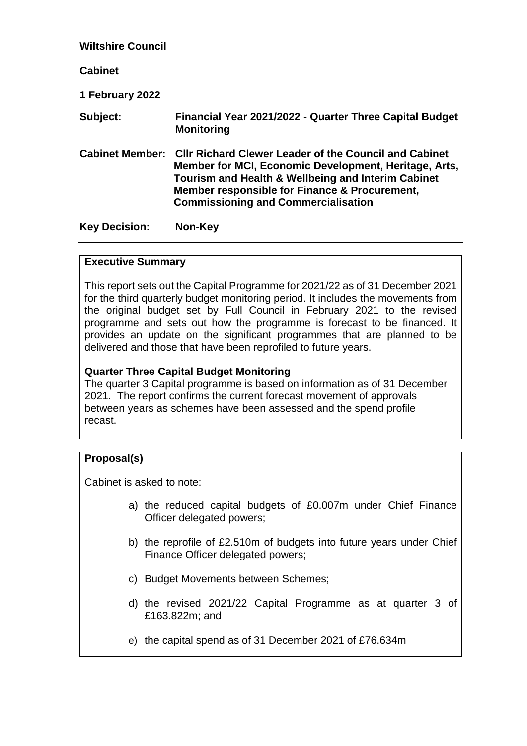**Wiltshire Council**

**Cabinet**

**1 February 2022**

| | |
|---|---|
| **Subject:** | **Financial Year 2021/2022 - Quarter Three Capital Budget Monitoring** |
| **Cabinet Member:** | **Cllr Richard Clewer Leader of the Council and Cabinet Member for MCI, Economic Development, Heritage, Arts, Tourism and Health & Wellbeing and Interim Cabinet Member responsible for Finance & Procurement, Commissioning and Commercialisation** |
| **Key Decision:** | **Non-Key** |

## Executive Summary

This report sets out the Capital Programme for 2021/22 as of 31 December 2021 for the third quarterly budget monitoring period. It includes the movements from the original budget set by Full Council in February 2021 to the revised programme and sets out how the programme is forecast to be financed. It provides an update on the significant programmes that are planned to be delivered and those that have been reprofiled to future years.

### Quarter Three Capital Budget Monitoring

The quarter 3 Capital programme is based on information as of 31 December 2021. The report confirms the current forecast movement of approvals between years as schemes have been assessed and the spend profile recast.

## Proposal(s)

Cabinet is asked to note:

a) the reduced capital budgets of £0.007m under Chief Finance Officer delegated powers;

b) the reprofile of £2.510m of budgets into future years under Chief Finance Officer delegated powers;

c) Budget Movements between Schemes;

d) the revised 2021/22 Capital Programme as at quarter 3 of £163.822m; and

e) the capital spend as of 31 December 2021 of £76.634m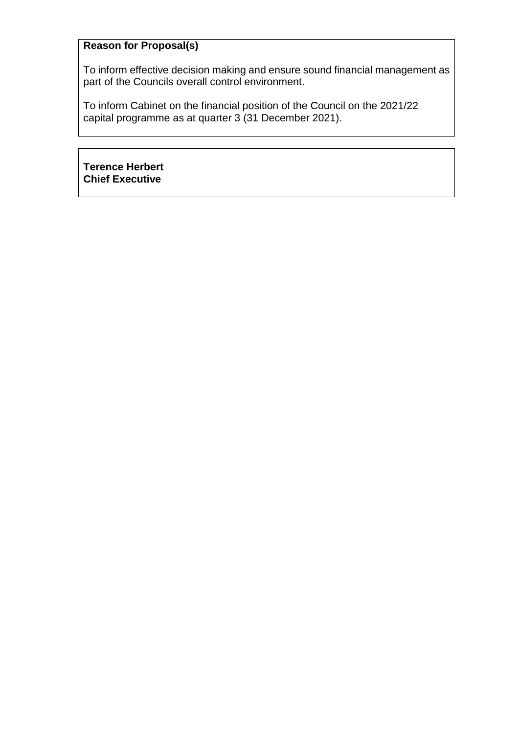**Reason for Proposal(s)**

To inform effective decision making and ensure sound financial management as part of the Councils overall control environment.

To inform Cabinet on the financial position of the Council on the 2021/22 capital programme as at quarter 3 (31 December 2021).

**Terence Herbert**
**Chief Executive**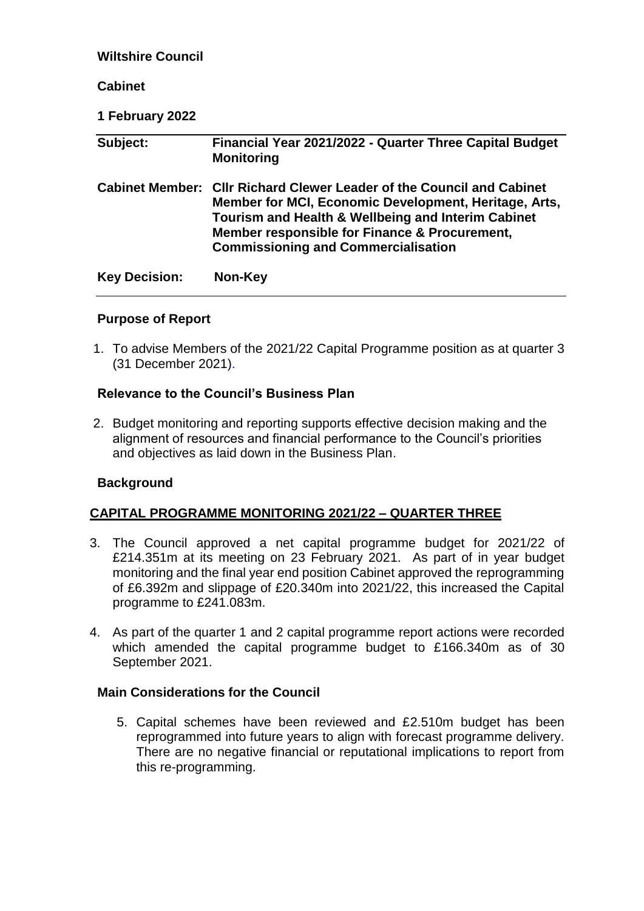**Wiltshire Council**

**Cabinet**

**1 February 2022**

| | |
|---|---|
| **Subject:** | **Financial Year 2021/2022 - Quarter Three Capital Budget Monitoring** |
| **Cabinet Member:** | **Cllr Richard Clewer Leader of the Council and Cabinet Member for MCI, Economic Development, Heritage, Arts, Tourism and Health & Wellbeing and Interim Cabinet Member responsible for Finance & Procurement, Commissioning and Commercialisation** |
| **Key Decision:** | **Non-Key** |

## Purpose of Report

1. To advise Members of the 2021/22 Capital Programme position as at quarter 3 (31 December 2021).

## Relevance to the Council's Business Plan

2. Budget monitoring and reporting supports effective decision making and the alignment of resources and financial performance to the Council's priorities and objectives as laid down in the Business Plan.

## Background

## CAPITAL PROGRAMME MONITORING 2021/22 – QUARTER THREE

3. The Council approved a net capital programme budget for 2021/22 of £214.351m at its meeting on 23 February 2021. As part of in year budget monitoring and the final year end position Cabinet approved the reprogramming of £6.392m and slippage of £20.340m into 2021/22, this increased the Capital programme to £241.083m.

4. As part of the quarter 1 and 2 capital programme report actions were recorded which amended the capital programme budget to £166.340m as of 30 September 2021.

## Main Considerations for the Council

5. Capital schemes have been reviewed and £2.510m budget has been reprogrammed into future years to align with forecast programme delivery. There are no negative financial or reputational implications to report from this re-programming.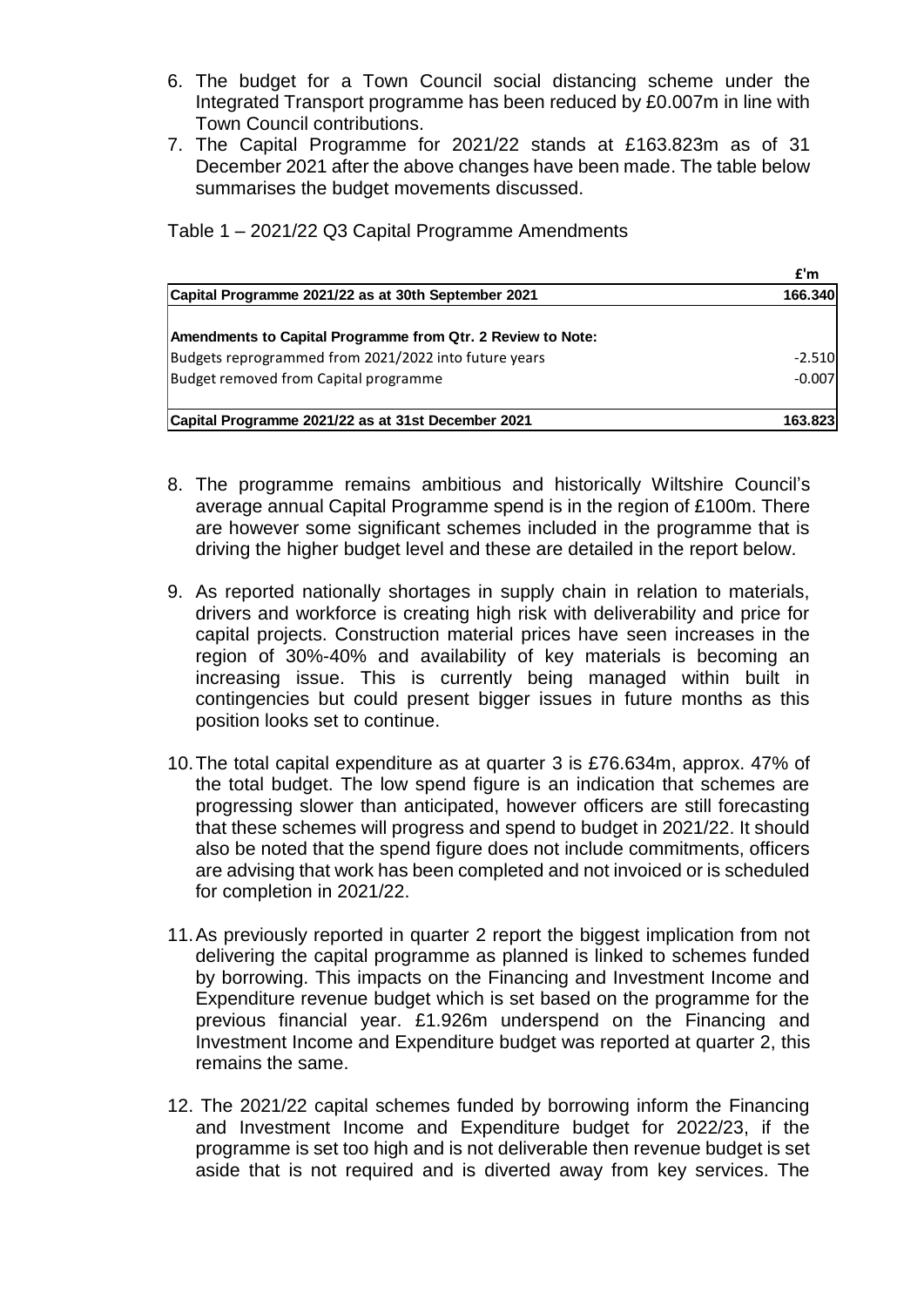6. The budget for a Town Council social distancing scheme under the Integrated Transport programme has been reduced by £0.007m in line with Town Council contributions.
7. The Capital Programme for 2021/22 stands at £163.823m as of 31 December 2021 after the above changes have been made. The table below summarises the budget movements discussed.

Table 1 – 2021/22 Q3 Capital Programme Amendments

| | £'m |
|---|---|
| **Capital Programme 2021/22 as at 30th September 2021** | **166.340** |
| **Amendments to Capital Programme from Qtr. 2 Review to Note:** | |
| Budgets reprogrammed from 2021/2022 into future years | -2.510 |
| Budget removed from Capital programme | -0.007 |
| **Capital Programme 2021/22 as at 31st December 2021** | **163.823** |

8. The programme remains ambitious and historically Wiltshire Council's average annual Capital Programme spend is in the region of £100m. There are however some significant schemes included in the programme that is driving the higher budget level and these are detailed in the report below.
9. As reported nationally shortages in supply chain in relation to materials, drivers and workforce is creating high risk with deliverability and price for capital projects. Construction material prices have seen increases in the region of 30%-40% and availability of key materials is becoming an increasing issue. This is currently being managed within built in contingencies but could present bigger issues in future months as this position looks set to continue.
10. The total capital expenditure as at quarter 3 is £76.634m, approx. 47% of the total budget. The low spend figure is an indication that schemes are progressing slower than anticipated, however officers are still forecasting that these schemes will progress and spend to budget in 2021/22. It should also be noted that the spend figure does not include commitments, officers are advising that work has been completed and not invoiced or is scheduled for completion in 2021/22.
11. As previously reported in quarter 2 report the biggest implication from not delivering the capital programme as planned is linked to schemes funded by borrowing. This impacts on the Financing and Investment Income and Expenditure revenue budget which is set based on the programme for the previous financial year. £1.926m underspend on the Financing and Investment Income and Expenditure budget was reported at quarter 2, this remains the same.
12. The 2021/22 capital schemes funded by borrowing inform the Financing and Investment Income and Expenditure budget for 2022/23, if the programme is set too high and is not deliverable then revenue budget is set aside that is not required and is diverted away from key services. The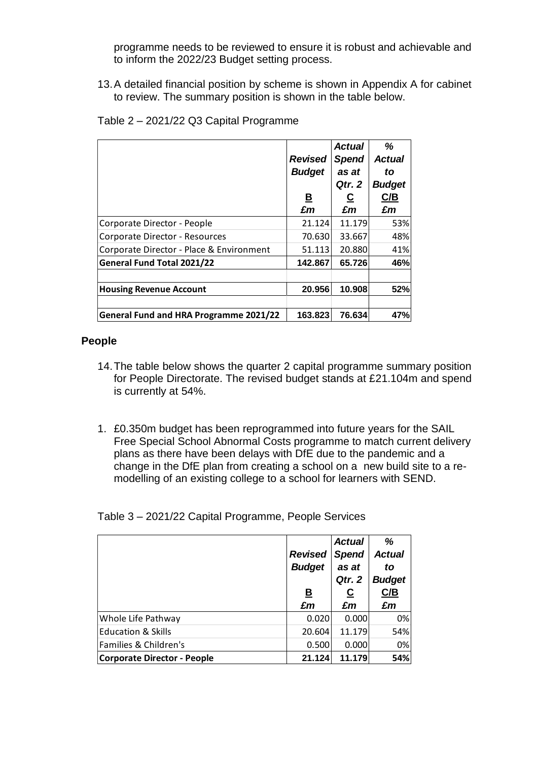programme needs to be reviewed to ensure it is robust and achievable and to inform the 2022/23 Budget setting process.

13. A detailed financial position by scheme is shown in Appendix A for cabinet to review. The summary position is shown in the table below.

Table 2 – 2021/22 Q3 Capital Programme

| | *Revised Budget* <br> B <br> *£m* | *Actual Spend as at Qtr. 2* <br> C <br> *£m* | *% Actual to Budget* <br> C/B <br> *£m* |
|---|---|---|---|
| Corporate Director - People | 21.124 | 11.179 | 53% |
| Corporate Director - Resources | 70.630 | 33.667 | 48% |
| Corporate Director - Place & Environment | 51.113 | 20.880 | 41% |
| **General Fund Total 2021/22** | **142.867** | **65.726** | **46%** |
| | | | |
| **Housing Revenue Account** | **20.956** | **10.908** | **52%** |
| | | | |
| **General Fund and HRA Programme 2021/22** | **163.823** | **76.634** | **47%** |

## People

14. The table below shows the quarter 2 capital programme summary position for People Directorate. The revised budget stands at £21.104m and spend is currently at 54%.

1. £0.350m budget has been reprogrammed into future years for the SAIL Free Special School Abnormal Costs programme to match current delivery plans as there have been delays with DfE due to the pandemic and a change in the DfE plan from creating a school on a new build site to a re-modelling of an existing college to a school for learners with SEND.

Table 3 – 2021/22 Capital Programme, People Services

| | *Revised Budget* <br> B <br> *£m* | *Actual Spend as at Qtr. 2* <br> C <br> *£m* | *% Actual to Budget* <br> C/B <br> *£m* |
|---|---|---|---|
| Whole Life Pathway | 0.020 | 0.000 | 0% |
| Education & Skills | 20.604 | 11.179 | 54% |
| Families & Children's | 0.500 | 0.000 | 0% |
| **Corporate Director - People** | **21.124** | **11.179** | **54%** |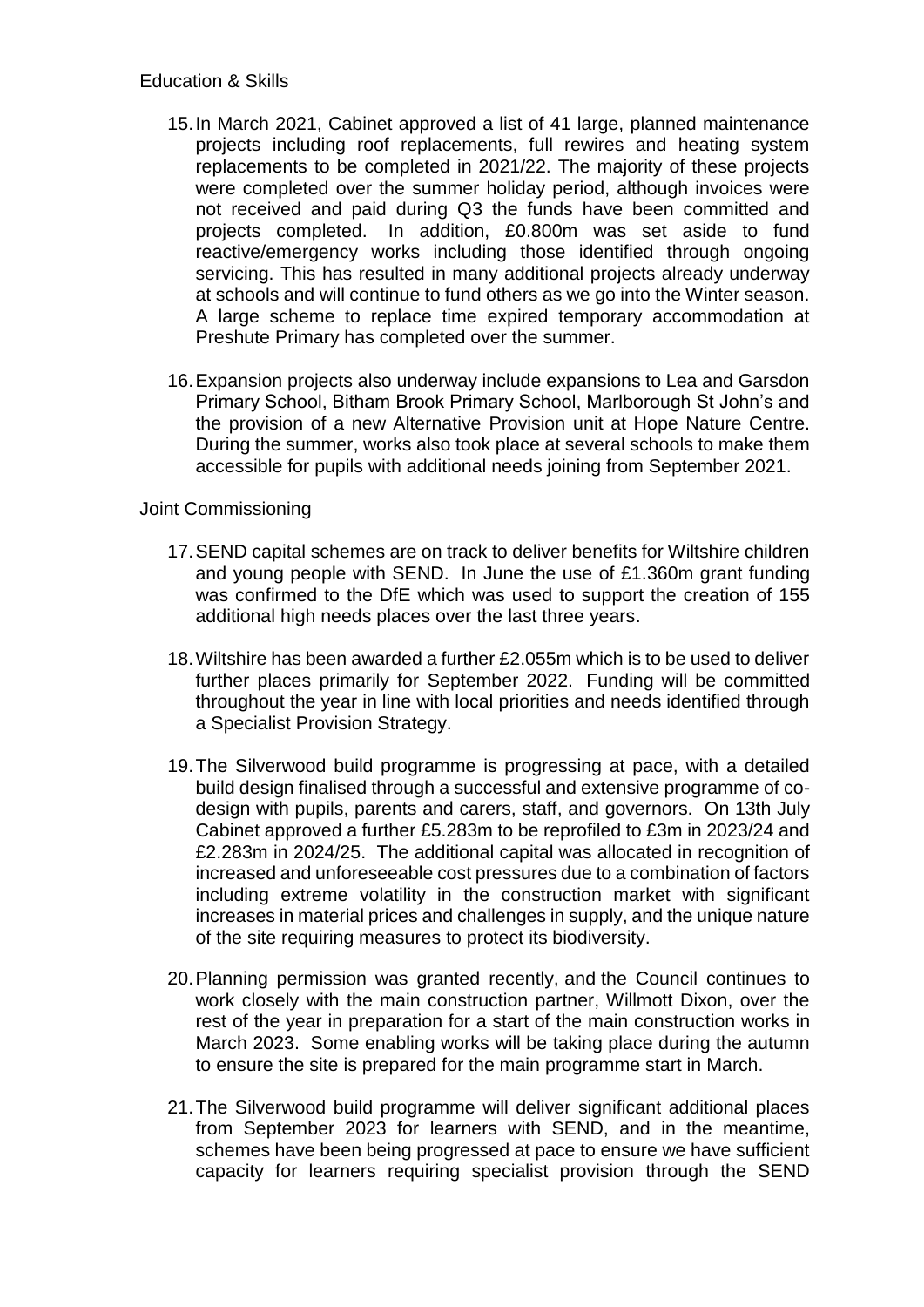Education & Skills

15. In March 2021, Cabinet approved a list of 41 large, planned maintenance projects including roof replacements, full rewires and heating system replacements to be completed in 2021/22. The majority of these projects were completed over the summer holiday period, although invoices were not received and paid during Q3 the funds have been committed and projects completed. In addition, £0.800m was set aside to fund reactive/emergency works including those identified through ongoing servicing. This has resulted in many additional projects already underway at schools and will continue to fund others as we go into the Winter season. A large scheme to replace time expired temporary accommodation at Preshute Primary has completed over the summer.

16. Expansion projects also underway include expansions to Lea and Garsdon Primary School, Bitham Brook Primary School, Marlborough St John's and the provision of a new Alternative Provision unit at Hope Nature Centre. During the summer, works also took place at several schools to make them accessible for pupils with additional needs joining from September 2021.

Joint Commissioning

17. SEND capital schemes are on track to deliver benefits for Wiltshire children and young people with SEND. In June the use of £1.360m grant funding was confirmed to the DfE which was used to support the creation of 155 additional high needs places over the last three years.

18. Wiltshire has been awarded a further £2.055m which is to be used to deliver further places primarily for September 2022. Funding will be committed throughout the year in line with local priorities and needs identified through a Specialist Provision Strategy.

19. The Silverwood build programme is progressing at pace, with a detailed build design finalised through a successful and extensive programme of co-design with pupils, parents and carers, staff, and governors. On 13th July Cabinet approved a further £5.283m to be reprofiled to £3m in 2023/24 and £2.283m in 2024/25. The additional capital was allocated in recognition of increased and unforeseeable cost pressures due to a combination of factors including extreme volatility in the construction market with significant increases in material prices and challenges in supply, and the unique nature of the site requiring measures to protect its biodiversity.

20. Planning permission was granted recently, and the Council continues to work closely with the main construction partner, Willmott Dixon, over the rest of the year in preparation for a start of the main construction works in March 2023. Some enabling works will be taking place during the autumn to ensure the site is prepared for the main programme start in March.

21. The Silverwood build programme will deliver significant additional places from September 2023 for learners with SEND, and in the meantime, schemes have been being progressed at pace to ensure we have sufficient capacity for learners requiring specialist provision through the SEND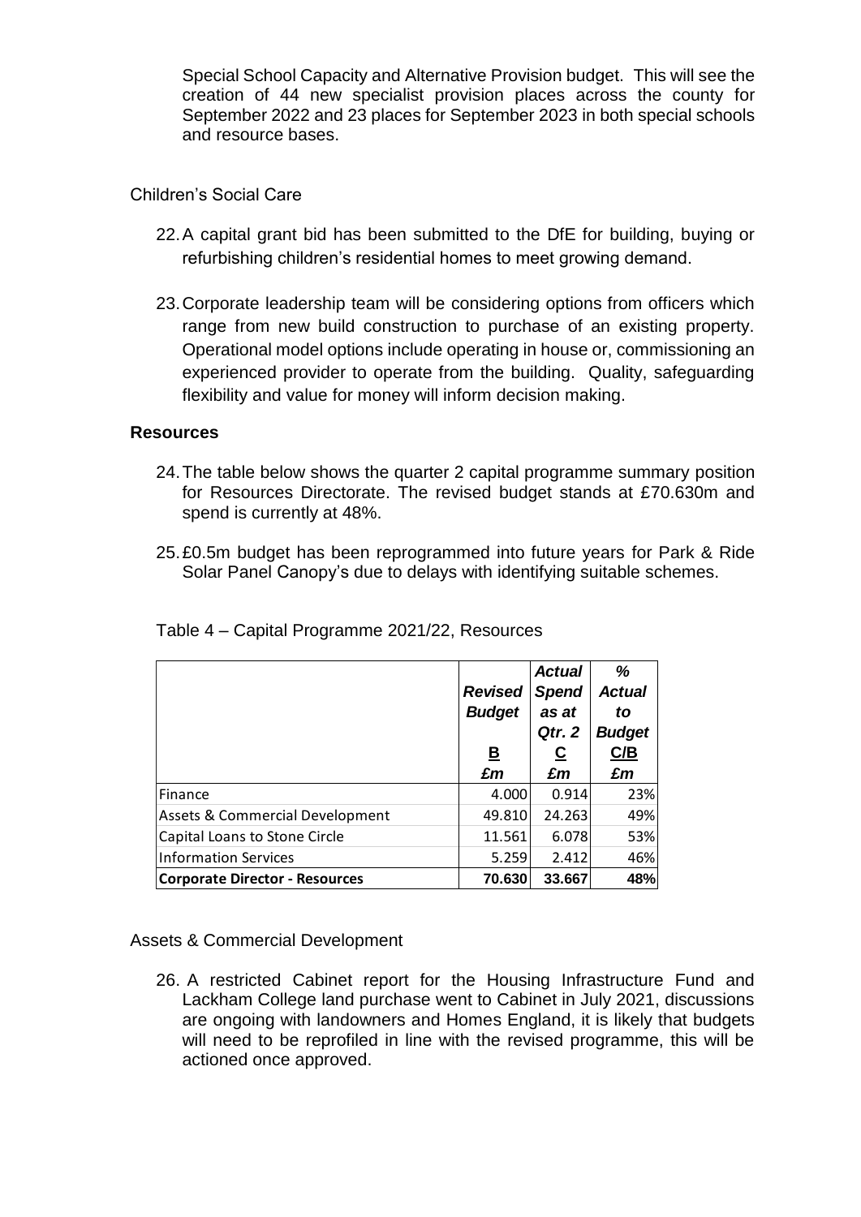Special School Capacity and Alternative Provision budget. This will see the creation of 44 new specialist provision places across the county for September 2022 and 23 places for September 2023 in both special schools and resource bases.

Children's Social Care

22. A capital grant bid has been submitted to the DfE for building, buying or refurbishing children's residential homes to meet growing demand.

23. Corporate leadership team will be considering options from officers which range from new build construction to purchase of an existing property. Operational model options include operating in house or, commissioning an experienced provider to operate from the building. Quality, safeguarding flexibility and value for money will inform decision making.

## Resources

24. The table below shows the quarter 2 capital programme summary position for Resources Directorate. The revised budget stands at £70.630m and spend is currently at 48%.

25. £0.5m budget has been reprogrammed into future years for Park & Ride Solar Panel Canopy's due to delays with identifying suitable schemes.

Table 4 – Capital Programme 2021/22, Resources

| | ***Revised Budget*** | ***Actual Spend as at Qtr. 2*** | ***% Actual to Budget*** |
|---|---|---|---|
| | **B** | **C** | **C/B** |
| | ***£m*** | ***£m*** | ***£m*** |
| Finance | 4.000 | 0.914 | 23% |
| Assets & Commercial Development | 49.810 | 24.263 | 49% |
| Capital Loans to Stone Circle | 11.561 | 6.078 | 53% |
| Information Services | 5.259 | 2.412 | 46% |
| **Corporate Director - Resources** | **70.630** | **33.667** | **48%** |

Assets & Commercial Development

26. A restricted Cabinet report for the Housing Infrastructure Fund and Lackham College land purchase went to Cabinet in July 2021, discussions are ongoing with landowners and Homes England, it is likely that budgets will need to be reprofiled in line with the revised programme, this will be actioned once approved.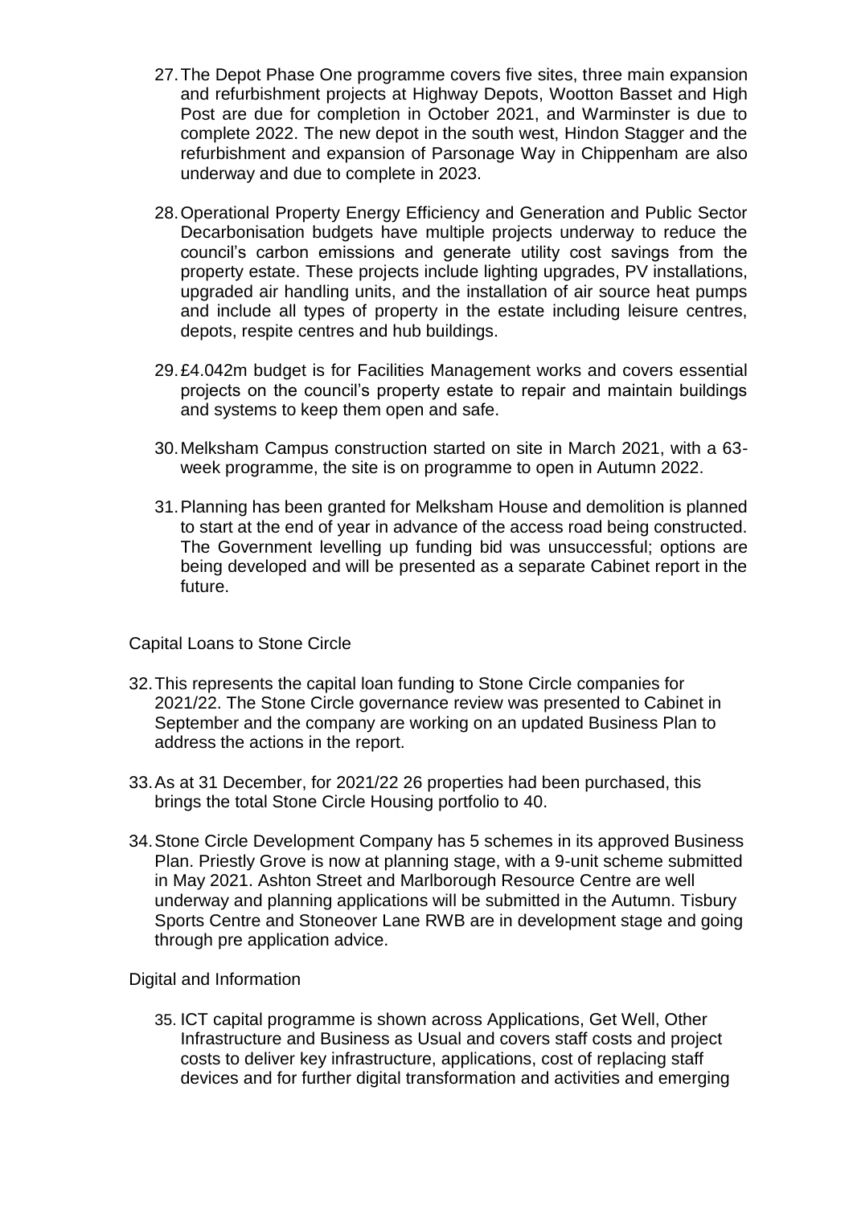27. The Depot Phase One programme covers five sites, three main expansion and refurbishment projects at Highway Depots, Wootton Basset and High Post are due for completion in October 2021, and Warminster is due to complete 2022. The new depot in the south west, Hindon Stagger and the refurbishment and expansion of Parsonage Way in Chippenham are also underway and due to complete in 2023.

28. Operational Property Energy Efficiency and Generation and Public Sector Decarbonisation budgets have multiple projects underway to reduce the council's carbon emissions and generate utility cost savings from the property estate. These projects include lighting upgrades, PV installations, upgraded air handling units, and the installation of air source heat pumps and include all types of property in the estate including leisure centres, depots, respite centres and hub buildings.

29. £4.042m budget is for Facilities Management works and covers essential projects on the council's property estate to repair and maintain buildings and systems to keep them open and safe.

30. Melksham Campus construction started on site in March 2021, with a 63-week programme, the site is on programme to open in Autumn 2022.

31. Planning has been granted for Melksham House and demolition is planned to start at the end of year in advance of the access road being constructed. The Government levelling up funding bid was unsuccessful; options are being developed and will be presented as a separate Cabinet report in the future.

Capital Loans to Stone Circle

32. This represents the capital loan funding to Stone Circle companies for 2021/22. The Stone Circle governance review was presented to Cabinet in September and the company are working on an updated Business Plan to address the actions in the report.

33. As at 31 December, for 2021/22 26 properties had been purchased, this brings the total Stone Circle Housing portfolio to 40.

34. Stone Circle Development Company has 5 schemes in its approved Business Plan. Priestly Grove is now at planning stage, with a 9-unit scheme submitted in May 2021. Ashton Street and Marlborough Resource Centre are well underway and planning applications will be submitted in the Autumn. Tisbury Sports Centre and Stoneover Lane RWB are in development stage and going through pre application advice.

Digital and Information

35. ICT capital programme is shown across Applications, Get Well, Other Infrastructure and Business as Usual and covers staff costs and project costs to deliver key infrastructure, applications, cost of replacing staff devices and for further digital transformation and activities and emerging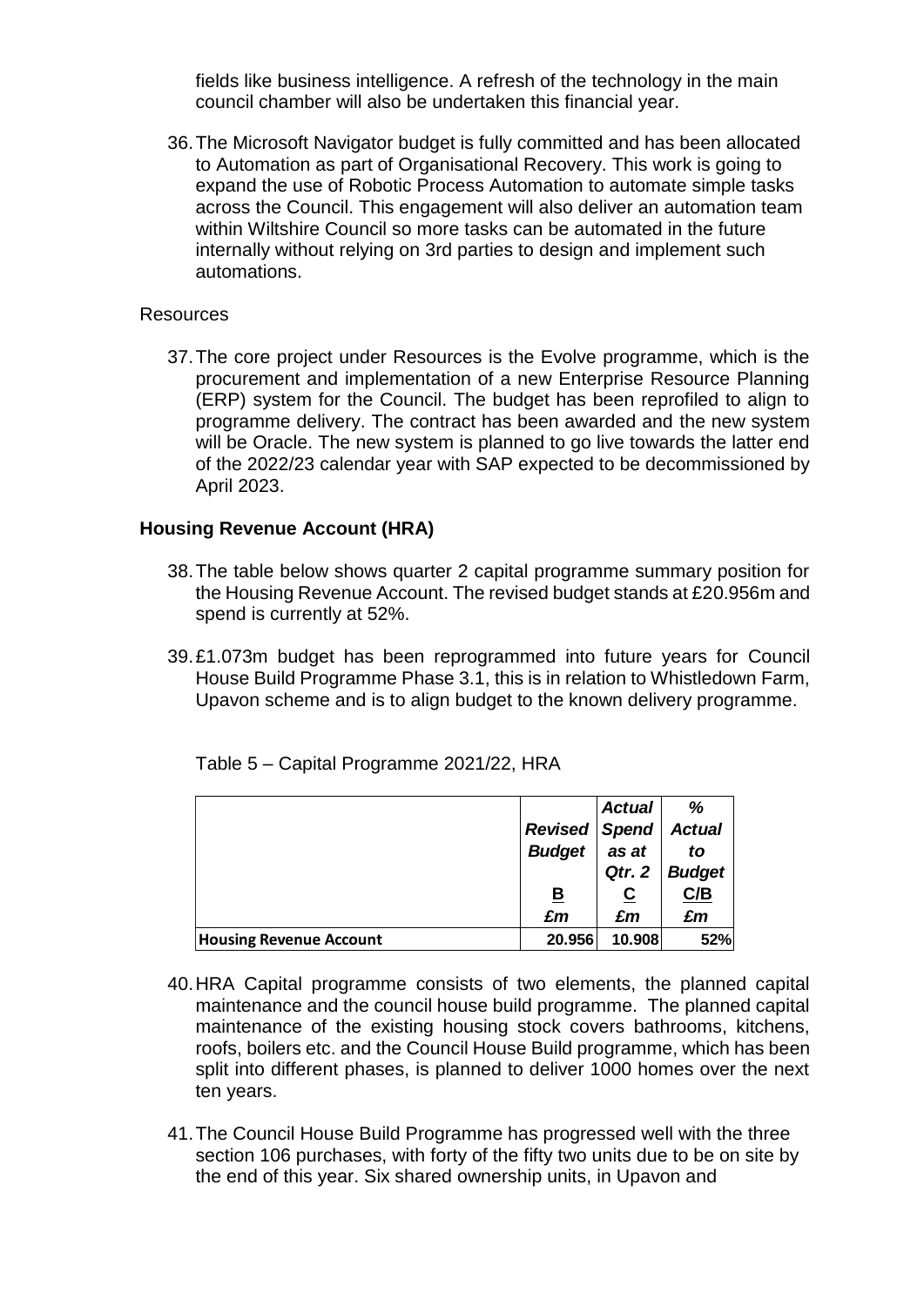fields like business intelligence. A refresh of the technology in the main council chamber will also be undertaken this financial year.

36. The Microsoft Navigator budget is fully committed and has been allocated to Automation as part of Organisational Recovery. This work is going to expand the use of Robotic Process Automation to automate simple tasks across the Council. This engagement will also deliver an automation team within Wiltshire Council so more tasks can be automated in the future internally without relying on 3rd parties to design and implement such automations.

Resources

37. The core project under Resources is the Evolve programme, which is the procurement and implementation of a new Enterprise Resource Planning (ERP) system for the Council. The budget has been reprofiled to align to programme delivery. The contract has been awarded and the new system will be Oracle. The new system is planned to go live towards the latter end of the 2022/23 calendar year with SAP expected to be decommissioned by April 2023.

**Housing Revenue Account (HRA)**

38. The table below shows quarter 2 capital programme summary position for the Housing Revenue Account. The revised budget stands at £20.956m and spend is currently at 52%.

39. £1.073m budget has been reprogrammed into future years for Council House Build Programme Phase 3.1, this is in relation to Whistledown Farm, Upavon scheme and is to align budget to the known delivery programme.

Table 5 – Capital Programme 2021/22, HRA

| | *Revised Budget* | *Actual Spend as at Qtr. 2* | *% Actual to Budget* |
|---|---|---|---|
| | B | C | C/B |
| | *£m* | *£m* | *£m* |
| **Housing Revenue Account** | **20.956** | **10.908** | **52%** |

40. HRA Capital programme consists of two elements, the planned capital maintenance and the council house build programme. The planned capital maintenance of the existing housing stock covers bathrooms, kitchens, roofs, boilers etc. and the Council House Build programme, which has been split into different phases, is planned to deliver 1000 homes over the next ten years.

41. The Council House Build Programme has progressed well with the three section 106 purchases, with forty of the fifty two units due to be on site by the end of this year. Six shared ownership units, in Upavon and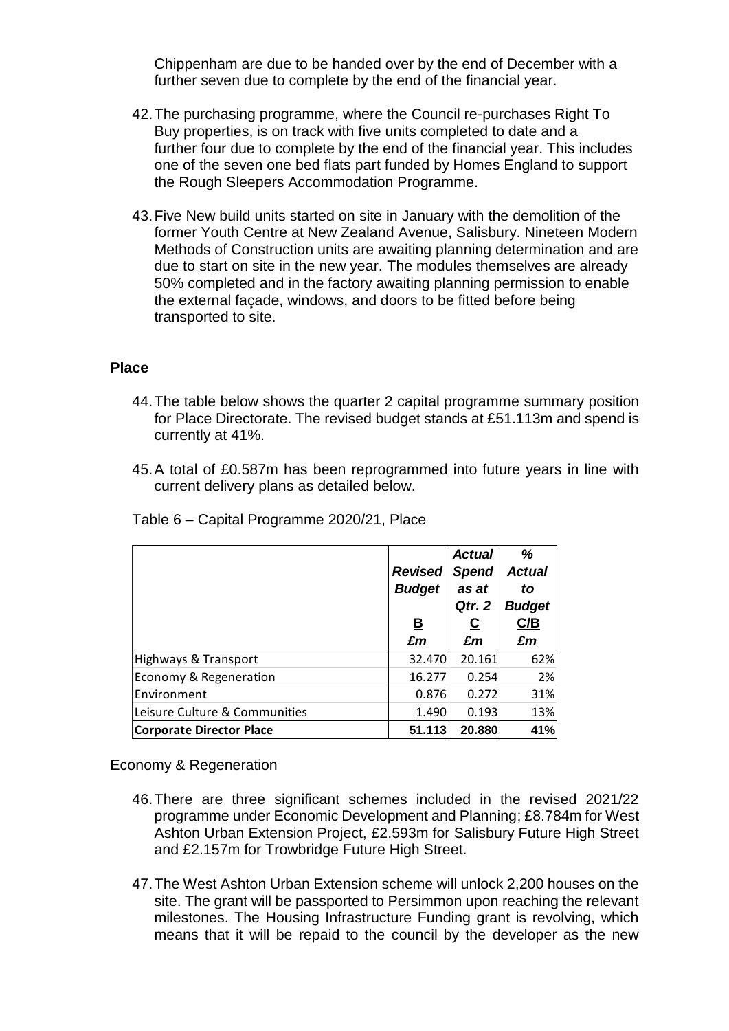Chippenham are due to be handed over by the end of December with a further seven due to complete by the end of the financial year.

42. The purchasing programme, where the Council re-purchases Right To Buy properties, is on track with five units completed to date and a further four due to complete by the end of the financial year. This includes one of the seven one bed flats part funded by Homes England to support the Rough Sleepers Accommodation Programme.

43. Five New build units started on site in January with the demolition of the former Youth Centre at New Zealand Avenue, Salisbury. Nineteen Modern Methods of Construction units are awaiting planning determination and are due to start on site in the new year. The modules themselves are already 50% completed and in the factory awaiting planning permission to enable the external façade, windows, and doors to be fitted before being transported to site.

## Place

44. The table below shows the quarter 2 capital programme summary position for Place Directorate. The revised budget stands at £51.113m and spend is currently at 41%.

45. A total of £0.587m has been reprogrammed into future years in line with current delivery plans as detailed below.

Table 6 – Capital Programme 2020/21, Place

| | *Revised Budget* <br> B <br> *£m* | *Actual Spend as at Qtr. 2* <br> C <br> *£m* | *% Actual to Budget* <br> C/B <br> *£m* |
|---|---|---|---|
| Highways & Transport | 32.470 | 20.161 | 62% |
| Economy & Regeneration | 16.277 | 0.254 | 2% |
| Environment | 0.876 | 0.272 | 31% |
| Leisure Culture & Communities | 1.490 | 0.193 | 13% |
| **Corporate Director Place** | **51.113** | **20.880** | **41%** |

Economy & Regeneration

46. There are three significant schemes included in the revised 2021/22 programme under Economic Development and Planning; £8.784m for West Ashton Urban Extension Project, £2.593m for Salisbury Future High Street and £2.157m for Trowbridge Future High Street.

47. The West Ashton Urban Extension scheme will unlock 2,200 houses on the site. The grant will be passported to Persimmon upon reaching the relevant milestones. The Housing Infrastructure Funding grant is revolving, which means that it will be repaid to the council by the developer as the new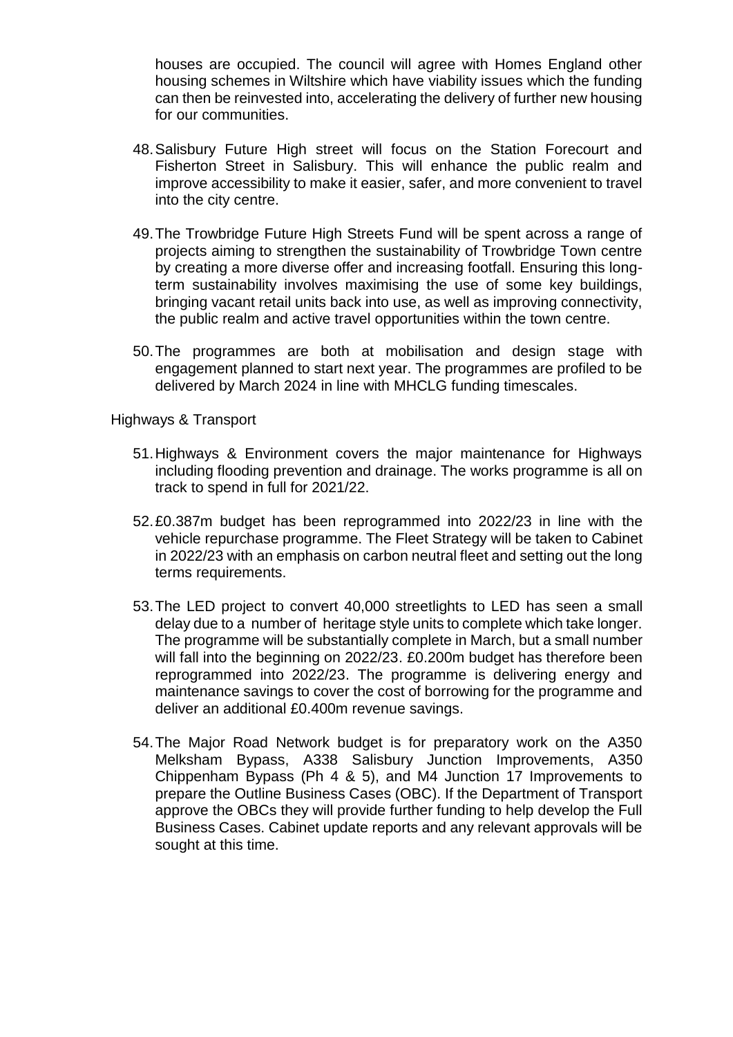houses are occupied. The council will agree with Homes England other housing schemes in Wiltshire which have viability issues which the funding can then be reinvested into, accelerating the delivery of further new housing for our communities.

48. Salisbury Future High street will focus on the Station Forecourt and Fisherton Street in Salisbury. This will enhance the public realm and improve accessibility to make it easier, safer, and more convenient to travel into the city centre.

49. The Trowbridge Future High Streets Fund will be spent across a range of projects aiming to strengthen the sustainability of Trowbridge Town centre by creating a more diverse offer and increasing footfall. Ensuring this long-term sustainability involves maximising the use of some key buildings, bringing vacant retail units back into use, as well as improving connectivity, the public realm and active travel opportunities within the town centre.

50. The programmes are both at mobilisation and design stage with engagement planned to start next year. The programmes are profiled to be delivered by March 2024 in line with MHCLG funding timescales.

Highways & Transport

51. Highways & Environment covers the major maintenance for Highways including flooding prevention and drainage. The works programme is all on track to spend in full for 2021/22.

52. £0.387m budget has been reprogrammed into 2022/23 in line with the vehicle repurchase programme. The Fleet Strategy will be taken to Cabinet in 2022/23 with an emphasis on carbon neutral fleet and setting out the long terms requirements.

53. The LED project to convert 40,000 streetlights to LED has seen a small delay due to a number of heritage style units to complete which take longer. The programme will be substantially complete in March, but a small number will fall into the beginning on 2022/23. £0.200m budget has therefore been reprogrammed into 2022/23. The programme is delivering energy and maintenance savings to cover the cost of borrowing for the programme and deliver an additional £0.400m revenue savings.

54. The Major Road Network budget is for preparatory work on the A350 Melksham Bypass, A338 Salisbury Junction Improvements, A350 Chippenham Bypass (Ph 4 & 5), and M4 Junction 17 Improvements to prepare the Outline Business Cases (OBC). If the Department of Transport approve the OBCs they will provide further funding to help develop the Full Business Cases. Cabinet update reports and any relevant approvals will be sought at this time.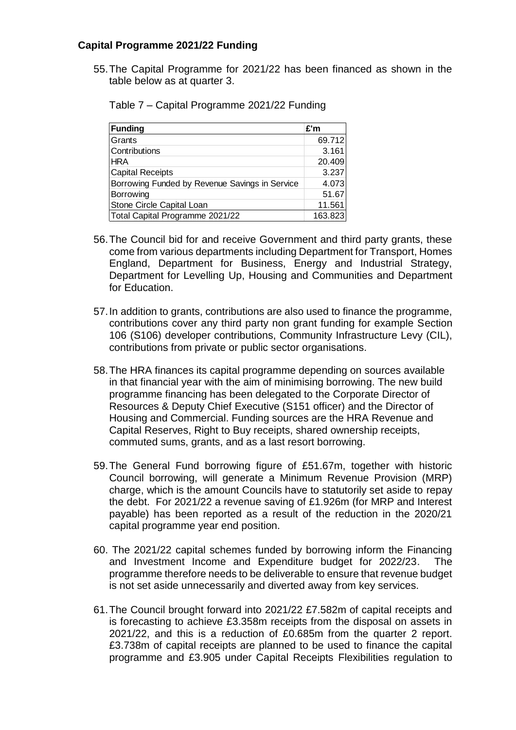## Capital Programme 2021/22 Funding

55. The Capital Programme for 2021/22 has been financed as shown in the table below as at quarter 3.

Table 7 – Capital Programme 2021/22 Funding

| Funding | £'m |
|---|---|
| Grants | 69.712 |
| Contributions | 3.161 |
| HRA | 20.409 |
| Capital Receipts | 3.237 |
| Borrowing Funded by Revenue Savings in Service | 4.073 |
| Borrowing | 51.67 |
| Stone Circle Capital Loan | 11.561 |
| Total Capital Programme 2021/22 | 163.823 |

56. The Council bid for and receive Government and third party grants, these come from various departments including Department for Transport, Homes England, Department for Business, Energy and Industrial Strategy, Department for Levelling Up, Housing and Communities and Department for Education.

57. In addition to grants, contributions are also used to finance the programme, contributions cover any third party non grant funding for example Section 106 (S106) developer contributions, Community Infrastructure Levy (CIL), contributions from private or public sector organisations.

58. The HRA finances its capital programme depending on sources available in that financial year with the aim of minimising borrowing. The new build programme financing has been delegated to the Corporate Director of Resources & Deputy Chief Executive (S151 officer) and the Director of Housing and Commercial. Funding sources are the HRA Revenue and Capital Reserves, Right to Buy receipts, shared ownership receipts, commuted sums, grants, and as a last resort borrowing.

59. The General Fund borrowing figure of £51.67m, together with historic Council borrowing, will generate a Minimum Revenue Provision (MRP) charge, which is the amount Councils have to statutorily set aside to repay the debt. For 2021/22 a revenue saving of £1.926m (for MRP and Interest payable) has been reported as a result of the reduction in the 2020/21 capital programme year end position.

60. The 2021/22 capital schemes funded by borrowing inform the Financing and Investment Income and Expenditure budget for 2022/23. The programme therefore needs to be deliverable to ensure that revenue budget is not set aside unnecessarily and diverted away from key services.

61. The Council brought forward into 2021/22 £7.582m of capital receipts and is forecasting to achieve £3.358m receipts from the disposal on assets in 2021/22, and this is a reduction of £0.685m from the quarter 2 report. £3.738m of capital receipts are planned to be used to finance the capital programme and £3.905 under Capital Receipts Flexibilities regulation to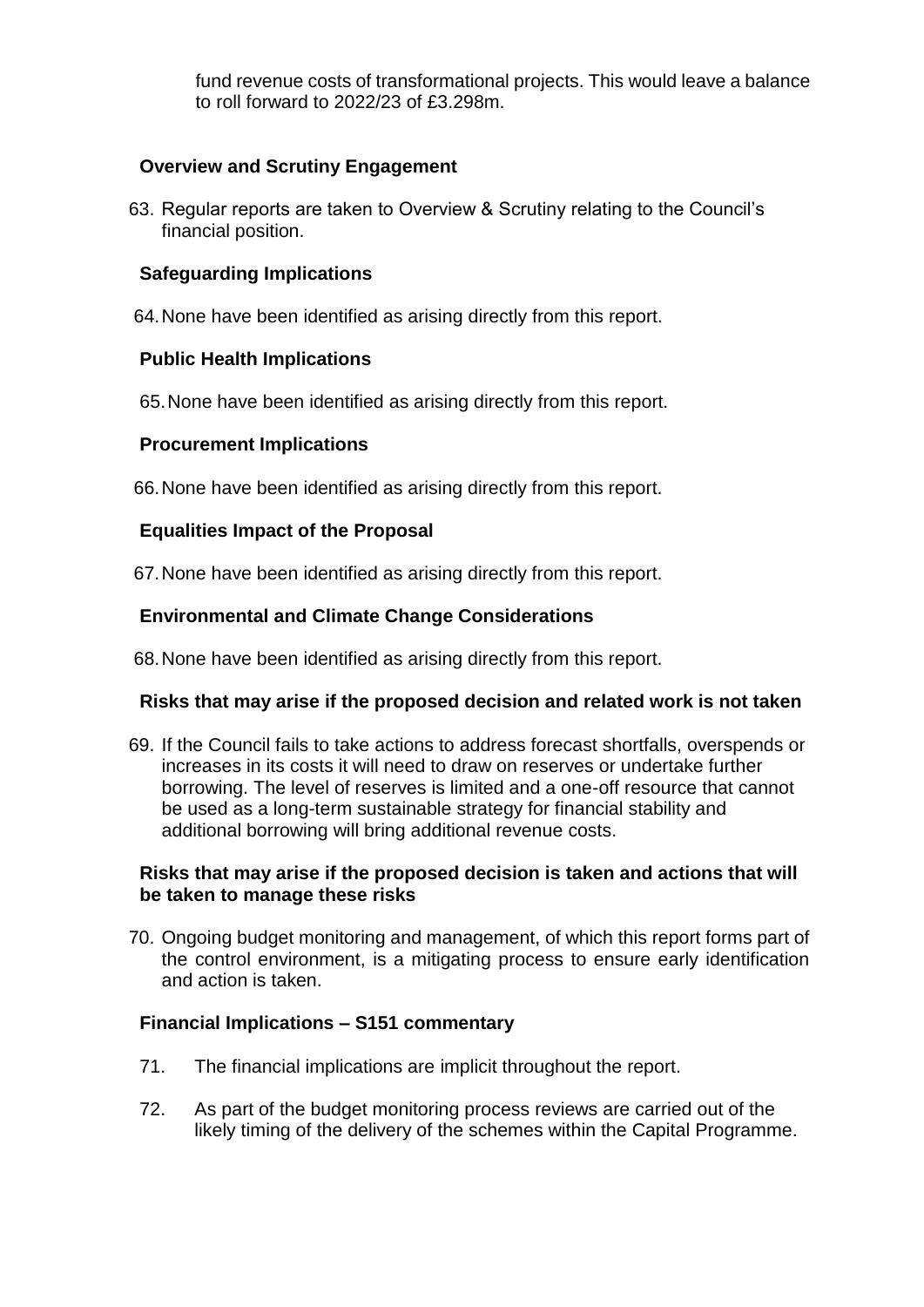fund revenue costs of transformational projects. This would leave a balance to roll forward to 2022/23 of £3.298m.

**Overview and Scrutiny Engagement**

63. Regular reports are taken to Overview & Scrutiny relating to the Council's financial position.

**Safeguarding Implications**

64. None have been identified as arising directly from this report.

**Public Health Implications**

65. None have been identified as arising directly from this report.

**Procurement Implications**

66. None have been identified as arising directly from this report.

**Equalities Impact of the Proposal**

67. None have been identified as arising directly from this report.

**Environmental and Climate Change Considerations**

68. None have been identified as arising directly from this report.

**Risks that may arise if the proposed decision and related work is not taken**

69. If the Council fails to take actions to address forecast shortfalls, overspends or increases in its costs it will need to draw on reserves or undertake further borrowing. The level of reserves is limited and a one-off resource that cannot be used as a long-term sustainable strategy for financial stability and additional borrowing will bring additional revenue costs.

**Risks that may arise if the proposed decision is taken and actions that will be taken to manage these risks**

70. Ongoing budget monitoring and management, of which this report forms part of the control environment, is a mitigating process to ensure early identification and action is taken.

**Financial Implications – S151 commentary**

71. The financial implications are implicit throughout the report.

72. As part of the budget monitoring process reviews are carried out of the likely timing of the delivery of the schemes within the Capital Programme.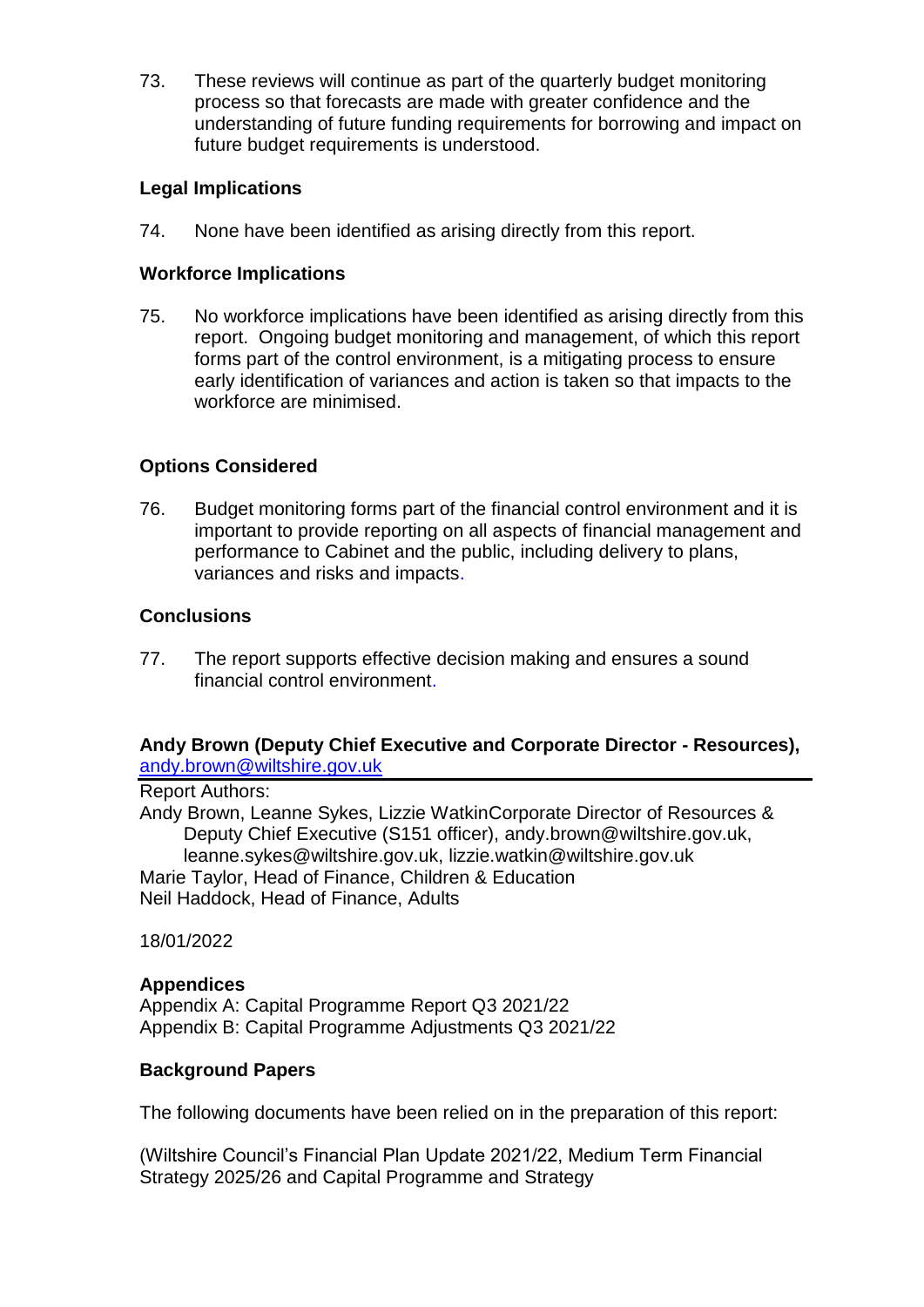73. These reviews will continue as part of the quarterly budget monitoring process so that forecasts are made with greater confidence and the understanding of future funding requirements for borrowing and impact on future budget requirements is understood.

**Legal Implications**

74. None have been identified as arising directly from this report.

**Workforce Implications**

75. No workforce implications have been identified as arising directly from this report. Ongoing budget monitoring and management, of which this report forms part of the control environment, is a mitigating process to ensure early identification of variances and action is taken so that impacts to the workforce are minimised.

**Options Considered**

76. Budget monitoring forms part of the financial control environment and it is important to provide reporting on all aspects of financial management and performance to Cabinet and the public, including delivery to plans, variances and risks and impacts.

**Conclusions**

77. The report supports effective decision making and ensures a sound financial control environment.

**Andy Brown (Deputy Chief Executive and Corporate Director - Resources),**
andy.brown@wiltshire.gov.uk

---

Report Authors:
Andy Brown, Leanne Sykes, Lizzie WatkinCorporate Director of Resources & Deputy Chief Executive (S151 officer), andy.brown@wiltshire.gov.uk, leanne.sykes@wiltshire.gov.uk, lizzie.watkin@wiltshire.gov.uk
Marie Taylor, Head of Finance, Children & Education
Neil Haddock, Head of Finance, Adults

18/01/2022

**Appendices**
Appendix A: Capital Programme Report Q3 2021/22
Appendix B: Capital Programme Adjustments Q3 2021/22

**Background Papers**

The following documents have been relied on in the preparation of this report:

(Wiltshire Council's Financial Plan Update 2021/22, Medium Term Financial Strategy 2025/26 and Capital Programme and Strategy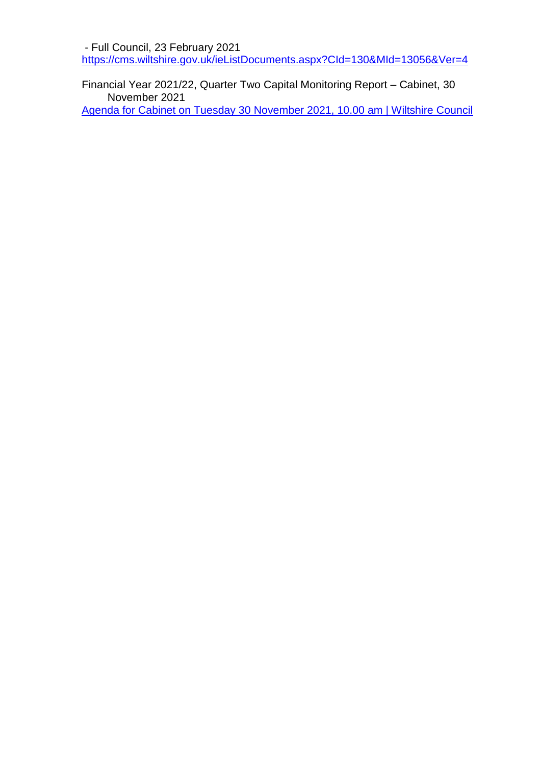- Full Council, 23 February 2021
[https://cms.wiltshire.gov.uk/ieListDocuments.aspx?CId=130&MId=13056&Ver=4](https://cms.wiltshire.gov.uk/ieListDocuments.aspx?CId=130&MId=13056&Ver=4)

Financial Year 2021/22, Quarter Two Capital Monitoring Report – Cabinet, 30 November 2021
Agenda for Cabinet on Tuesday 30 November 2021, 10.00 am | Wiltshire Council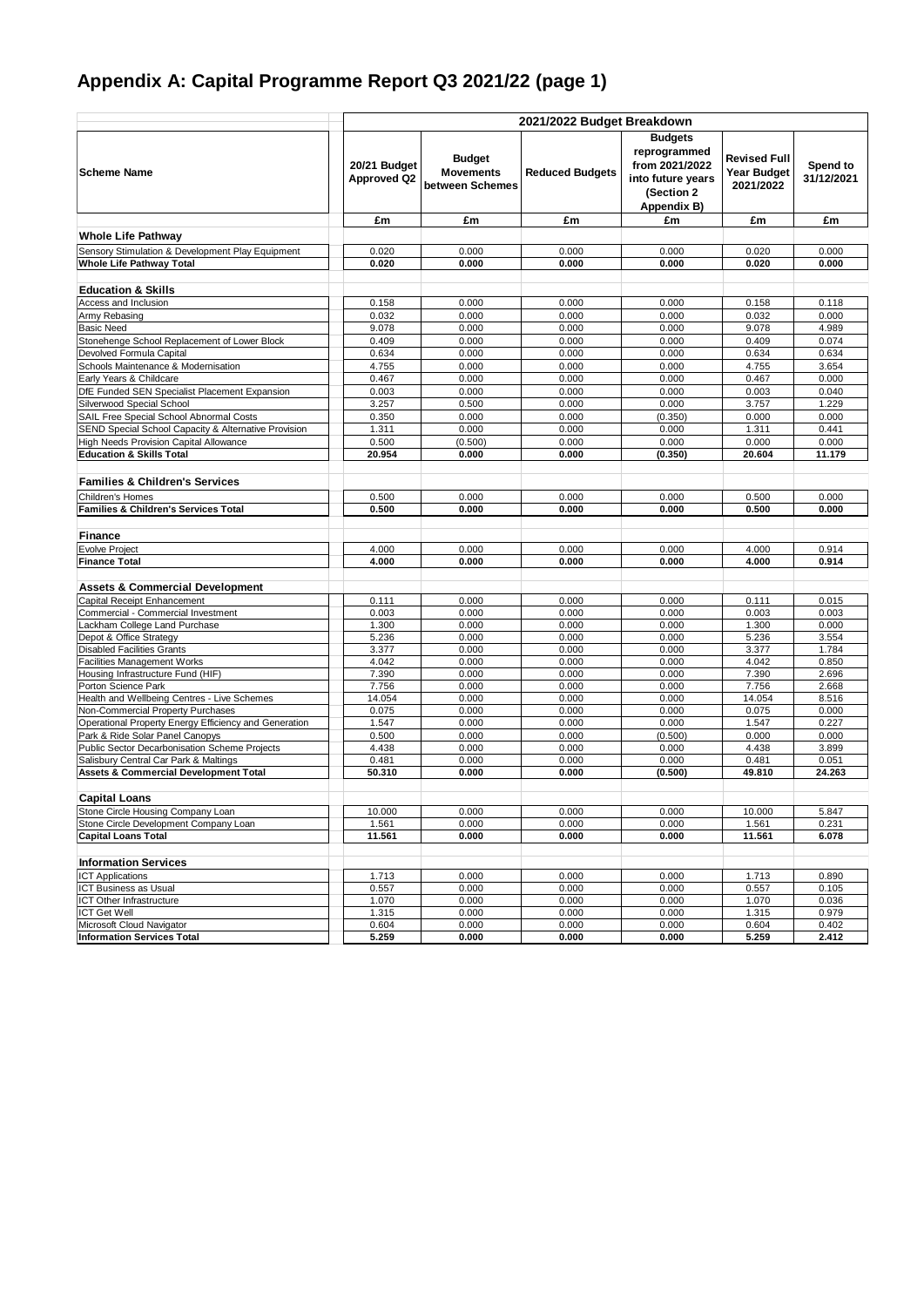# Appendix A: Capital Programme Report Q3 2021/22 (page 1)

| Scheme Name | 2021/2022 Budget Breakdown | | | | | |
|---|---|---|---|---|---|---|
| | 20/21 Budget Approved Q2 | Budget Movements between Schemes | Reduced Budgets | Budgets reprogrammed from 2021/2022 into future years (Section 2 Appendix B) | Revised Full Year Budget 2021/2022 | Spend to 31/12/2021 |
| | £m | £m | £m | £m | £m | £m |
| **Whole Life Pathway** | | | | | | |
| Sensory Stimulation & Development Play Equipment | 0.020 | 0.000 | 0.000 | 0.000 | 0.020 | 0.000 |
| **Whole Life Pathway Total** | **0.020** | **0.000** | **0.000** | **0.000** | **0.020** | **0.000** |
| **Education & Skills** | | | | | | |
| Access and Inclusion | 0.158 | 0.000 | 0.000 | 0.000 | 0.158 | 0.118 |
| Army Rebasing | 0.032 | 0.000 | 0.000 | 0.000 | 0.032 | 0.000 |
| Basic Need | 9.078 | 0.000 | 0.000 | 0.000 | 9.078 | 4.989 |
| Stonehenge School Replacement of Lower Block | 0.409 | 0.000 | 0.000 | 0.000 | 0.409 | 0.074 |
| Devolved Formula Capital | 0.634 | 0.000 | 0.000 | 0.000 | 0.634 | 0.634 |
| Schools Maintenance & Modernisation | 4.755 | 0.000 | 0.000 | 0.000 | 4.755 | 3.654 |
| Early Years & Childcare | 0.467 | 0.000 | 0.000 | 0.000 | 0.467 | 0.000 |
| DfE Funded SEN Specialist Placement Expansion | 0.003 | 0.000 | 0.000 | 0.000 | 0.003 | 0.040 |
| Silverwood Special School | 3.257 | 0.500 | 0.000 | 0.000 | 3.757 | 1.229 |
| SAIL Free Special School Abnormal Costs | 0.350 | 0.000 | 0.000 | (0.350) | 0.000 | 0.000 |
| SEND Special School Capacity & Alternative Provision | 1.311 | 0.000 | 0.000 | 0.000 | 1.311 | 0.441 |
| High Needs Provision Capital Allowance | 0.500 | (0.500) | 0.000 | 0.000 | 0.000 | 0.000 |
| **Education & Skills Total** | **20.954** | **0.000** | **0.000** | **(0.350)** | **20.604** | **11.179** |
| **Families & Children's Services** | | | | | | |
| Children's Homes | 0.500 | 0.000 | 0.000 | 0.000 | 0.500 | 0.000 |
| **Families & Children's Services Total** | **0.500** | **0.000** | **0.000** | **0.000** | **0.500** | **0.000** |
| **Finance** | | | | | | |
| Evolve Project | 4.000 | 0.000 | 0.000 | 0.000 | 4.000 | 0.914 |
| **Finance Total** | **4.000** | **0.000** | **0.000** | **0.000** | **4.000** | **0.914** |
| **Assets & Commercial Development** | | | | | | |
| Capital Receipt Enhancement | 0.111 | 0.000 | 0.000 | 0.000 | 0.111 | 0.015 |
| Commercial - Commercial Investment | 0.003 | 0.000 | 0.000 | 0.000 | 0.003 | 0.003 |
| Lackham College Land Purchase | 1.300 | 0.000 | 0.000 | 0.000 | 1.300 | 0.000 |
| Depot & Office Strategy | 5.236 | 0.000 | 0.000 | 0.000 | 5.236 | 3.554 |
| Disabled Facilities Grants | 3.377 | 0.000 | 0.000 | 0.000 | 3.377 | 1.784 |
| Facilities Management Works | 4.042 | 0.000 | 0.000 | 0.000 | 4.042 | 0.850 |
| Housing Infrastructure Fund (HIF) | 7.390 | 0.000 | 0.000 | 0.000 | 7.390 | 2.696 |
| Porton Science Park | 7.756 | 0.000 | 0.000 | 0.000 | 7.756 | 2.668 |
| Health and Wellbeing Centres - Live Schemes | 14.054 | 0.000 | 0.000 | 0.000 | 14.054 | 8.516 |
| Non-Commercial Property Purchases | 0.075 | 0.000 | 0.000 | 0.000 | 0.075 | 0.000 |
| Operational Property Energy Efficiency and Generation | 1.547 | 0.000 | 0.000 | 0.000 | 1.547 | 0.227 |
| Park & Ride Solar Panel Canopys | 0.500 | 0.000 | 0.000 | (0.500) | 0.000 | 0.000 |
| Public Sector Decarbonisation Scheme Projects | 4.438 | 0.000 | 0.000 | 0.000 | 4.438 | 3.899 |
| Salisbury Central Car Park & Maltings | 0.481 | 0.000 | 0.000 | 0.000 | 0.481 | 0.051 |
| **Assets & Commercial Development Total** | **50.310** | **0.000** | **0.000** | **(0.500)** | **49.810** | **24.263** |
| **Capital Loans** | | | | | | |
| Stone Circle Housing Company Loan | 10.000 | 0.000 | 0.000 | 0.000 | 10.000 | 5.847 |
| Stone Circle Development Company Loan | 1.561 | 0.000 | 0.000 | 0.000 | 1.561 | 0.231 |
| **Capital Loans Total** | **11.561** | **0.000** | **0.000** | **0.000** | **11.561** | **6.078** |
| **Information Services** | | | | | | |
| ICT Applications | 1.713 | 0.000 | 0.000 | 0.000 | 1.713 | 0.890 |
| ICT Business as Usual | 0.557 | 0.000 | 0.000 | 0.000 | 0.557 | 0.105 |
| ICT Other Infrastructure | 1.070 | 0.000 | 0.000 | 0.000 | 1.070 | 0.036 |
| ICT Get Well | 1.315 | 0.000 | 0.000 | 0.000 | 1.315 | 0.979 |
| Microsoft Cloud Navigator | 0.604 | 0.000 | 0.000 | 0.000 | 0.604 | 0.402 |
| **Information Services Total** | **5.259** | **0.000** | **0.000** | **0.000** | **5.259** | **2.412** |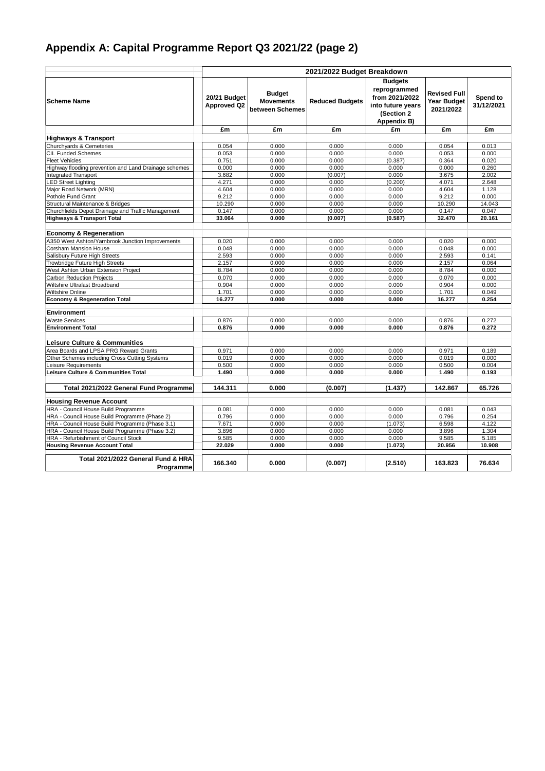# Appendix A: Capital Programme Report Q3 2021/22 (page 2)

| Scheme Name | 2021/2022 Budget Breakdown | | | | | |
|---|---|---|---|---|---|---|
| | 20/21 Budget Approved Q2 | Budget Movements between Schemes | Reduced Budgets | Budgets reprogrammed from 2021/2022 into future years (Section 2 Appendix B) | Revised Full Year Budget 2021/2022 | Spend to 31/12/2021 |
| | £m | £m | £m | £m | £m | £m |
| **Highways & Transport** | | | | | | |
| Churchyards & Cemeteries | 0.054 | 0.000 | 0.000 | 0.000 | 0.054 | 0.013 |
| CIL Funded Schemes | 0.053 | 0.000 | 0.000 | 0.000 | 0.053 | 0.000 |
| Fleet Vehicles | 0.751 | 0.000 | 0.000 | (0.387) | 0.364 | 0.020 |
| Highway flooding prevention and Land Drainage schemes | 0.000 | 0.000 | 0.000 | 0.000 | 0.000 | 0.260 |
| Integrated Transport | 3.682 | 0.000 | (0.007) | 0.000 | 3.675 | 2.002 |
| LED Street Lighting | 4.271 | 0.000 | 0.000 | (0.200) | 4.071 | 2.648 |
| Major Road Network (MRN) | 4.604 | 0.000 | 0.000 | 0.000 | 4.604 | 1.128 |
| Pothole Fund Grant | 9.212 | 0.000 | 0.000 | 0.000 | 9.212 | 0.000 |
| Structural Maintenance & Bridges | 10.290 | 0.000 | 0.000 | 0.000 | 10.290 | 14.043 |
| Churchfields Depot Drainage and Traffic Management | 0.147 | 0.000 | 0.000 | 0.000 | 0.147 | 0.047 |
| **Highways & Transport Total** | **33.064** | **0.000** | **(0.007)** | **(0.587)** | **32.470** | **20.161** |
| **Economy & Regeneration** | | | | | | |
| A350 West Ashton/Yarnbrook Junction Improvements | 0.020 | 0.000 | 0.000 | 0.000 | 0.020 | 0.000 |
| Corsham Mansion House | 0.048 | 0.000 | 0.000 | 0.000 | 0.048 | 0.000 |
| Salisbury Future High Streets | 2.593 | 0.000 | 0.000 | 0.000 | 2.593 | 0.141 |
| Trowbridge Future High Streets | 2.157 | 0.000 | 0.000 | 0.000 | 2.157 | 0.064 |
| West Ashton Urban Extension Project | 8.784 | 0.000 | 0.000 | 0.000 | 8.784 | 0.000 |
| Carbon Reduction Projects | 0.070 | 0.000 | 0.000 | 0.000 | 0.070 | 0.000 |
| Wiltshire Ultrafast Broadband | 0.904 | 0.000 | 0.000 | 0.000 | 0.904 | 0.000 |
| Wiltshire Online | 1.701 | 0.000 | 0.000 | 0.000 | 1.701 | 0.049 |
| **Economy & Regeneration Total** | **16.277** | **0.000** | **0.000** | **0.000** | **16.277** | **0.254** |
| **Environment** | | | | | | |
| Waste Services | 0.876 | 0.000 | 0.000 | 0.000 | 0.876 | 0.272 |
| **Environment Total** | **0.876** | **0.000** | **0.000** | **0.000** | **0.876** | **0.272** |
| **Leisure Culture & Communities** | | | | | | |
| Area Boards and LPSA PRG Reward Grants | 0.971 | 0.000 | 0.000 | 0.000 | 0.971 | 0.189 |
| Other Schemes including Cross Cutting Systems | 0.019 | 0.000 | 0.000 | 0.000 | 0.019 | 0.000 |
| Leisure Requirements | 0.500 | 0.000 | 0.000 | 0.000 | 0.500 | 0.004 |
| **Leisure Culture & Communities Total** | **1.490** | **0.000** | **0.000** | **0.000** | **1.490** | **0.193** |
| **Total 2021/2022 General Fund Programme** | **144.311** | **0.000** | **(0.007)** | **(1.437)** | **142.867** | **65.726** |
| **Housing Revenue Account** | | | | | | |
| HRA - Council House Build Programme | 0.081 | 0.000 | 0.000 | 0.000 | 0.081 | 0.043 |
| HRA - Council House Build Programme (Phase 2) | 0.796 | 0.000 | 0.000 | 0.000 | 0.796 | 0.254 |
| HRA - Council House Build Programme (Phase 3.1) | 7.671 | 0.000 | 0.000 | (1.073) | 6.598 | 4.122 |
| HRA - Council House Build Programme (Phase 3.2) | 3.896 | 0.000 | 0.000 | 0.000 | 3.896 | 1.304 |
| HRA - Refurbishment of Council Stock | 9.585 | 0.000 | 0.000 | 0.000 | 9.585 | 5.185 |
| **Housing Revenue Account Total** | **22.029** | **0.000** | **0.000** | **(1.073)** | **20.956** | **10.908** |
| **Total 2021/2022 General Fund & HRA Programme** | **166.340** | **0.000** | **(0.007)** | **(2.510)** | **163.823** | **76.634** |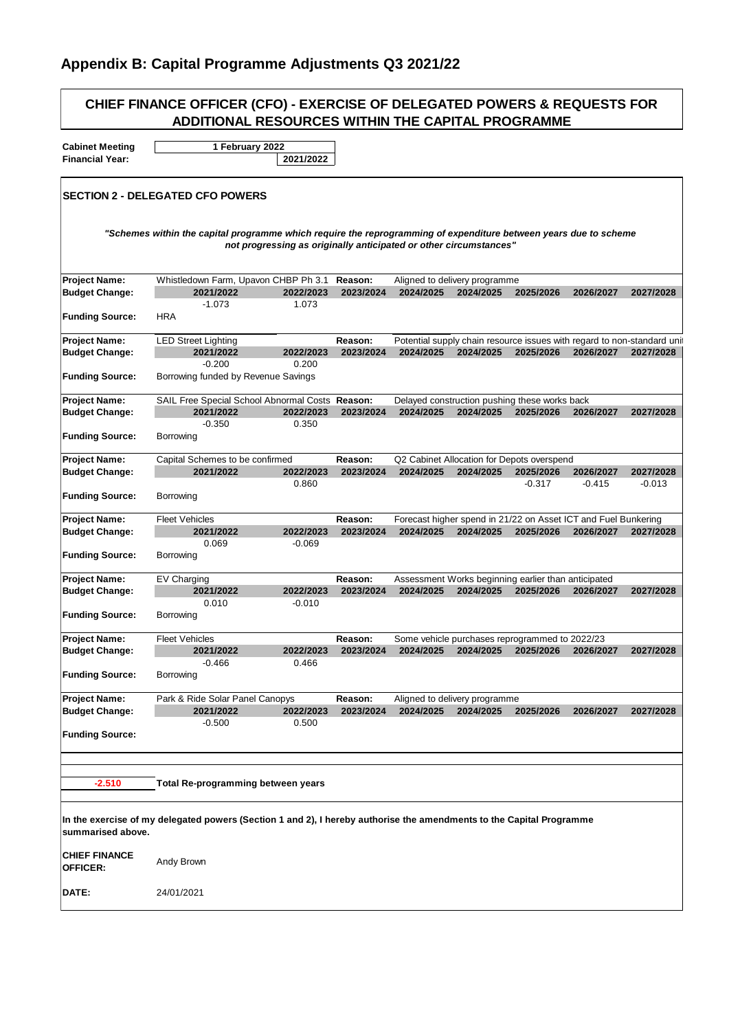# Appendix B: Capital Programme Adjustments Q3 2021/22

## CHIEF FINANCE OFFICER (CFO) - EXERCISE OF DELEGATED POWERS & REQUESTS FOR ADDITIONAL RESOURCES WITHIN THE CAPITAL PROGRAMME

**Cabinet Meeting** 1 February 2022
**Financial Year:** 2021/2022

### SECTION 2 - DELEGATED CFO POWERS

***"Schemes within the capital programme which require the reprogramming of expenditure between years due to scheme not progressing as originally anticipated or other circumstances"***

| | | | | | | | | |
|---|---|---|---|---|---|---|---|---|
| **Project Name:** | Whistledown Farm, Upavon CHBP Ph 3.1 | | **Reason:** | Aligned to delivery programme | | | | |
| **Budget Change:** | **2021/2022** | **2022/2023** | **2023/2024** | **2024/2025** | **2024/2025** | **2025/2026** | **2026/2027** | **2027/2028** |
| | -1.073 | 1.073 | | | | | | |
| **Funding Source:** | HRA | | | | | | | |
| **Project Name:** | LED Street Lighting | | **Reason:** | Potential supply chain resource issues with regard to non-standard unit | | | | |
| **Budget Change:** | **2021/2022** | **2022/2023** | **2023/2024** | **2024/2025** | **2024/2025** | **2025/2026** | **2026/2027** | **2027/2028** |
| | -0.200 | 0.200 | | | | | | |
| **Funding Source:** | Borrowing funded by Revenue Savings | | | | | | | |
| **Project Name:** | SAIL Free Special School Abnormal Costs | | **Reason:** | Delayed construction pushing these works back | | | | |
| **Budget Change:** | **2021/2022** | **2022/2023** | **2023/2024** | **2024/2025** | **2024/2025** | **2025/2026** | **2026/2027** | **2027/2028** |
| | -0.350 | 0.350 | | | | | | |
| **Funding Source:** | Borrowing | | | | | | | |
| **Project Name:** | Capital Schemes to be confirmed | | **Reason:** | Q2 Cabinet Allocation for Depots overspend | | | | |
| **Budget Change:** | **2021/2022** | **2022/2023** | **2023/2024** | **2024/2025** | **2024/2025** | **2025/2026** | **2026/2027** | **2027/2028** |
| | | 0.860 | | | | -0.317 | -0.415 | -0.013 |
| **Funding Source:** | Borrowing | | | | | | | |
| **Project Name:** | Fleet Vehicles | | **Reason:** | Forecast higher spend in 21/22 on Asset ICT and Fuel Bunkering | | | | |
| **Budget Change:** | **2021/2022** | **2022/2023** | **2023/2024** | **2024/2025** | **2024/2025** | **2025/2026** | **2026/2027** | **2027/2028** |
| | 0.069 | -0.069 | | | | | | |
| **Funding Source:** | Borrowing | | | | | | | |
| **Project Name:** | EV Charging | | **Reason:** | Assessment Works beginning earlier than anticipated | | | | |
| **Budget Change:** | **2021/2022** | **2022/2023** | **2023/2024** | **2024/2025** | **2024/2025** | **2025/2026** | **2026/2027** | **2027/2028** |
| | 0.010 | -0.010 | | | | | | |
| **Funding Source:** | Borrowing | | | | | | | |
| **Project Name:** | Fleet Vehicles | | **Reason:** | Some vehicle purchases reprogrammed to 2022/23 | | | | |
| **Budget Change:** | **2021/2022** | **2022/2023** | **2023/2024** | **2024/2025** | **2024/2025** | **2025/2026** | **2026/2027** | **2027/2028** |
| | -0.466 | 0.466 | | | | | | |
| **Funding Source:** | Borrowing | | | | | | | |
| **Project Name:** | Park & Ride Solar Panel Canopys | | **Reason:** | Aligned to delivery programme | | | | |
| **Budget Change:** | **2021/2022** | **2022/2023** | **2023/2024** | **2024/2025** | **2024/2025** | **2025/2026** | **2026/2027** | **2027/2028** |
| | -0.500 | 0.500 | | | | | | |
| **Funding Source:** | | | | | | | | |

**-2.510** **Total Re-programming between years**

**In the exercise of my delegated powers (Section 1 and 2), I hereby authorise the amendments to the Capital Programme summarised above.**

**CHIEF FINANCE OFFICER:** Andy Brown

**DATE:** 24/01/2021